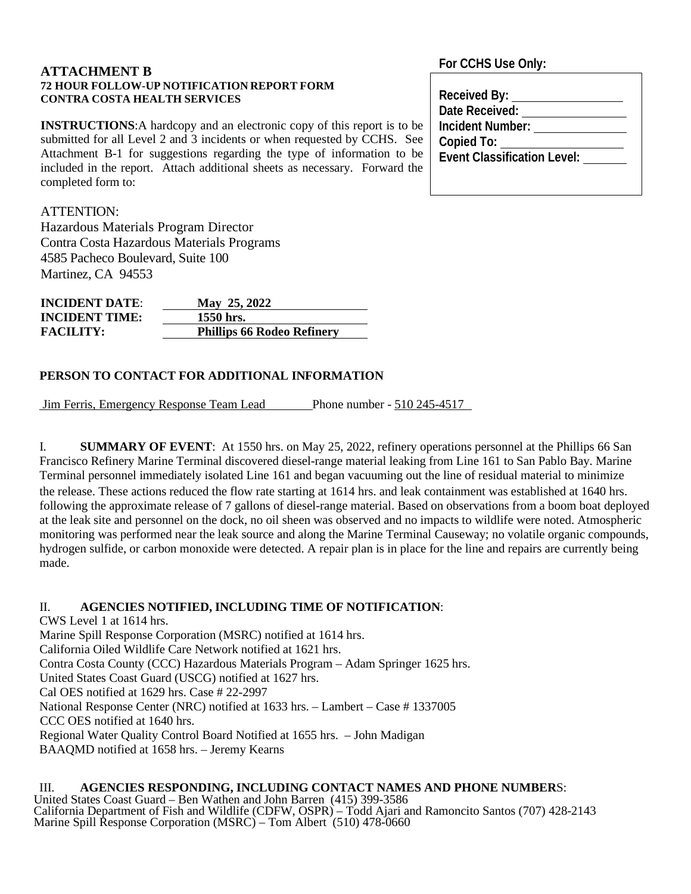## ATTACHMENT B

**72 HOUR FOLLOW-UP NOTIFICATION REPORT FORM**
**CONTRA COSTA HEALTH SERVICES**

**For CCHS Use Only:**

**Received By:** ____________
**Date Received:** ____________
**Incident Number:** ____________
**Copied To:** ____________
**Event Classification Level:** ______

**INSTRUCTIONS**: A hardcopy and an electronic copy of this report is to be submitted for all Level 2 and 3 incidents or when requested by CCHS. See Attachment B-1 for suggestions regarding the type of information to be included in the report. Attach additional sheets as necessary. Forward the completed form to:

ATTENTION:
Hazardous Materials Program Director
Contra Costa Hazardous Materials Programs
4585 Pacheco Boulevard, Suite 100
Martinez, CA 94553

**INCIDENT DATE**: **May 25, 2022**
**INCIDENT TIME:** **1550 hrs.**
**FACILITY:** **Phillips 66 Rodeo Refinery**

**PERSON TO CONTACT FOR ADDITIONAL INFORMATION**

Jim Ferris, Emergency Response Team Lead Phone number - 510 245-4517

I. **SUMMARY OF EVENT**: At 1550 hrs. on May 25, 2022, refinery operations personnel at the Phillips 66 San Francisco Refinery Marine Terminal discovered diesel-range material leaking from Line 161 to San Pablo Bay. Marine Terminal personnel immediately isolated Line 161 and began vacuuming out the line of residual material to minimize the release. These actions reduced the flow rate starting at 1614 hrs. and leak containment was established at 1640 hrs. following the approximate release of 7 gallons of diesel-range material. Based on observations from a boom boat deployed at the leak site and personnel on the dock, no oil sheen was observed and no impacts to wildlife were noted. Atmospheric monitoring was performed near the leak source and along the Marine Terminal Causeway; no volatile organic compounds, hydrogen sulfide, or carbon monoxide were detected. A repair plan is in place for the line and repairs are currently being made.

II. **AGENCIES NOTIFIED, INCLUDING TIME OF NOTIFICATION**:

CWS Level 1 at 1614 hrs.
Marine Spill Response Corporation (MSRC) notified at 1614 hrs.
California Oiled Wildlife Care Network notified at 1621 hrs.
Contra Costa County (CCC) Hazardous Materials Program – Adam Springer 1625 hrs.
United States Coast Guard (USCG) notified at 1627 hrs.
Cal OES notified at 1629 hrs. Case # 22-2997
National Response Center (NRC) notified at 1633 hrs. – Lambert – Case # 1337005
CCC OES notified at 1640 hrs.
Regional Water Quality Control Board Notified at 1655 hrs. – John Madigan
BAAQMD notified at 1658 hrs. – Jeremy Kearns

III. **AGENCIES RESPONDING, INCLUDING CONTACT NAMES AND PHONE NUMBERS**:

United States Coast Guard – Ben Wathen and John Barren (415) 399-3586
California Department of Fish and Wildlife (CDFW, OSPR) – Todd Ajari and Ramoncito Santos (707) 428-2143
Marine Spill Response Corporation (MSRC) – Tom Albert (510) 478-0660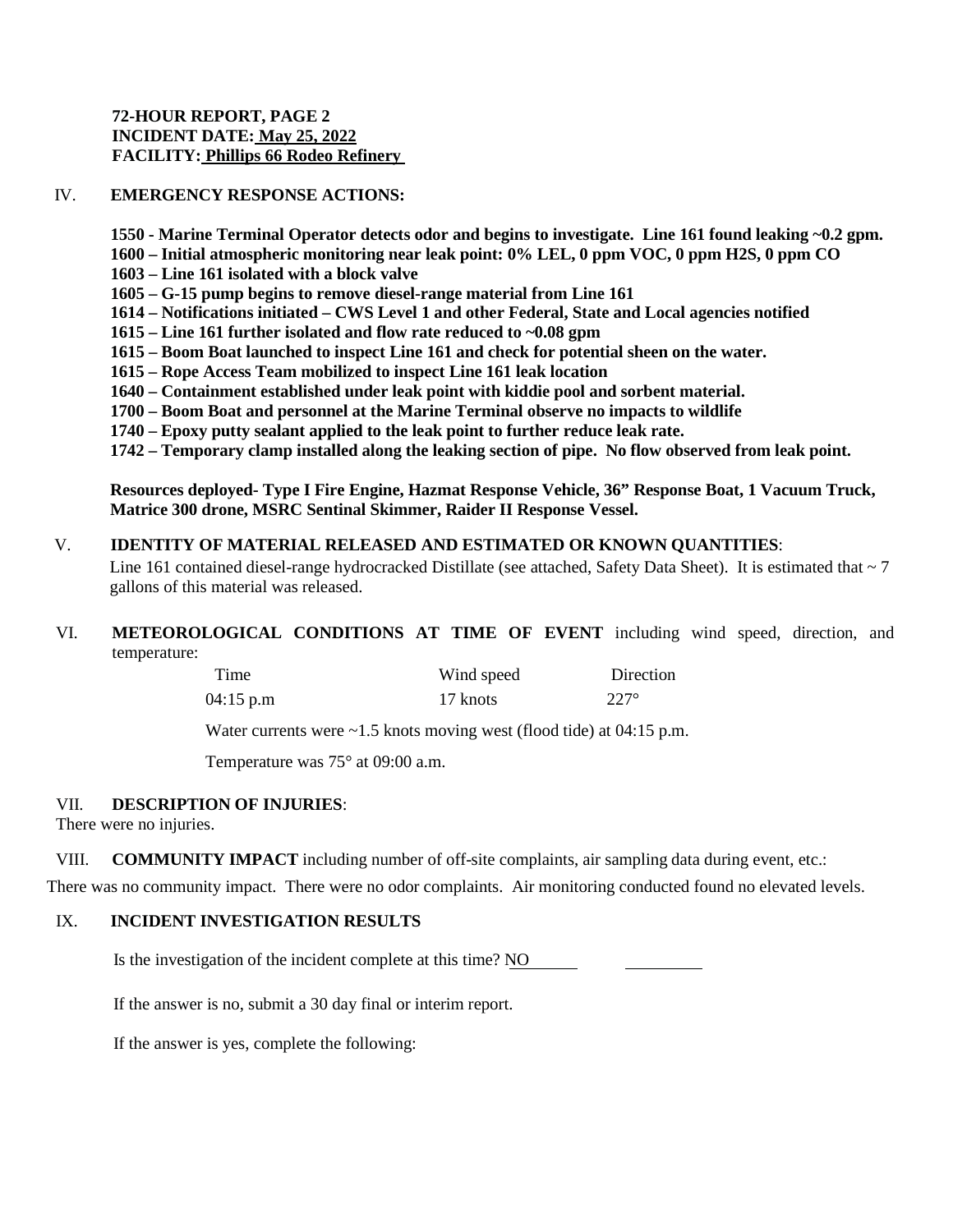**72-HOUR REPORT, PAGE 2**
**INCIDENT DATE: May 25, 2022**
**FACILITY: Phillips 66 Rodeo Refinery**

IV. **EMERGENCY RESPONSE ACTIONS:**

**1550 - Marine Terminal Operator detects odor and begins to investigate. Line 161 found leaking ~0.2 gpm.**
**1600 – Initial atmospheric monitoring near leak point: 0% LEL, 0 ppm VOC, 0 ppm H2S, 0 ppm CO**
**1603 – Line 161 isolated with a block valve**
**1605 – G-15 pump begins to remove diesel-range material from Line 161**
**1614 – Notifications initiated – CWS Level 1 and other Federal, State and Local agencies notified**
**1615 – Line 161 further isolated and flow rate reduced to ~0.08 gpm**
**1615 – Boom Boat launched to inspect Line 161 and check for potential sheen on the water.**
**1615 – Rope Access Team mobilized to inspect Line 161 leak location**
**1640 – Containment established under leak point with kiddie pool and sorbent material.**
**1700 – Boom Boat and personnel at the Marine Terminal observe no impacts to wildlife**
**1740 – Epoxy putty sealant applied to the leak point to further reduce leak rate.**
**1742 – Temporary clamp installed along the leaking section of pipe. No flow observed from leak point.**

**Resources deployed- Type I Fire Engine, Hazmat Response Vehicle, 36" Response Boat, 1 Vacuum Truck, Matrice 300 drone, MSRC Sentinal Skimmer, Raider II Response Vessel.**

V. **IDENTITY OF MATERIAL RELEASED AND ESTIMATED OR KNOWN QUANTITIES**:
Line 161 contained diesel-range hydrocracked Distillate (see attached, Safety Data Sheet). It is estimated that ~ 7 gallons of this material was released.

VI. **METEOROLOGICAL CONDITIONS AT TIME OF EVENT** including wind speed, direction, and temperature:

| Time | Wind speed | Direction |
|---|---|---|
| 04:15 p.m | 17 knots | 227° |

Water currents were ~1.5 knots moving west (flood tide) at 04:15 p.m.

Temperature was 75° at 09:00 a.m.

VII. **DESCRIPTION OF INJURIES**:
There were no injuries.

VIII. **COMMUNITY IMPACT** including number of off-site complaints, air sampling data during event, etc.:
There was no community impact. There were no odor complaints. Air monitoring conducted found no elevated levels.

IX. **INCIDENT INVESTIGATION RESULTS**

Is the investigation of the incident complete at this time? NO

If the answer is no, submit a 30 day final or interim report.

If the answer is yes, complete the following: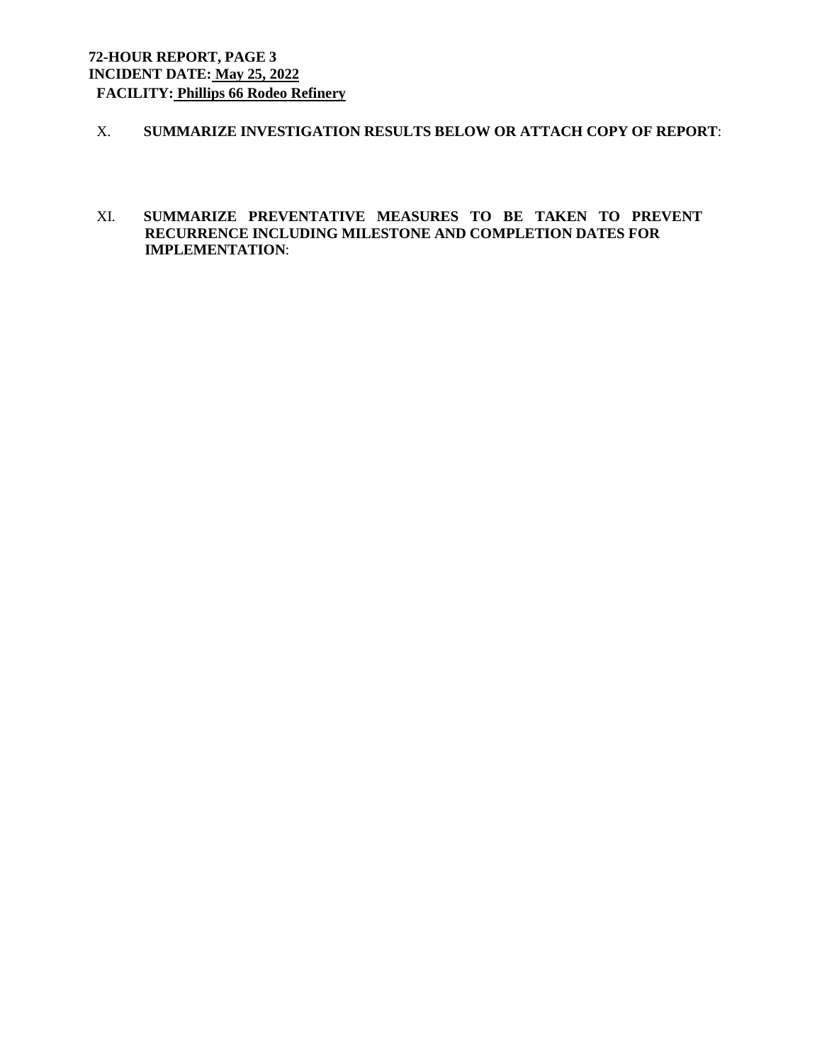**72-HOUR REPORT, PAGE 3**
**INCIDENT DATE: May 25, 2022**
**FACILITY: Phillips 66 Rodeo Refinery**

X. **SUMMARIZE INVESTIGATION RESULTS BELOW OR ATTACH COPY OF REPORT**:

XI. **SUMMARIZE PREVENTATIVE MEASURES TO BE TAKEN TO PREVENT RECURRENCE INCLUDING MILESTONE AND COMPLETION DATES FOR IMPLEMENTATION**: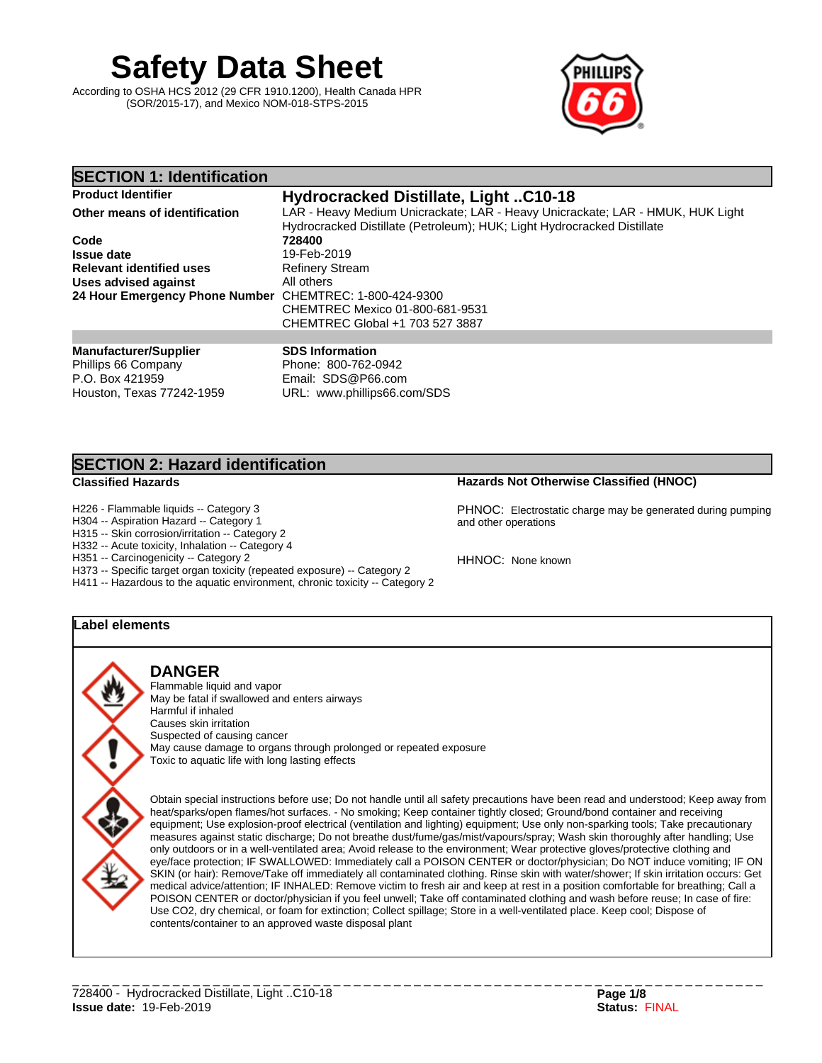# Safety Data Sheet

According to OSHA HCS 2012 (29 CFR 1910.1200), Health Canada HPR (SOR/2015-17), and Mexico NOM-018-STPS-2015

## SECTION 1: Identification

| | |
|---|---|
| **Product Identifier** | **Hydrocracked Distillate, Light ..C10-18** |
| **Other means of identification** | LAR - Heavy Medium Unicrackate; LAR - Heavy Unicrackate; LAR - HMUK, HUK Light Hydrocracked Distillate (Petroleum); HUK; Light Hydrocracked Distillate |
| **Code** | **728400** |
| **Issue date** | 19-Feb-2019 |
| **Relevant identified uses** | Refinery Stream |
| **Uses advised against** | All others |
| **24 Hour Emergency Phone Number** | CHEMTREC: 1-800-424-9300<br>CHEMTREC Mexico 01-800-681-9531<br>CHEMTREC Global +1 703 527 3887 |

**Manufacturer/Supplier**
Phillips 66 Company
P.O. Box 421959
Houston, Texas 77242-1959

**SDS Information**
Phone: 800-762-0942
Email: SDS@P66.com
URL: www.phillips66.com/SDS

## SECTION 2: Hazard identification

**Classified Hazards**

H226 - Flammable liquids -- Category 3
H304 -- Aspiration Hazard -- Category 1
H315 -- Skin corrosion/irritation -- Category 2
H332 -- Acute toxicity, Inhalation -- Category 4
H351 -- Carcinogenicity -- Category 2
H373 -- Specific target organ toxicity (repeated exposure) -- Category 2
H411 -- Hazardous to the aquatic environment, chronic toxicity -- Category 2

**Hazards Not Otherwise Classified (HNOC)**

PHNOC: Electrostatic charge may be generated during pumping and other operations

HHNOC: None known

### Label elements

**DANGER**

Flammable liquid and vapor
May be fatal if swallowed and enters airways
Harmful if inhaled
Causes skin irritation
Suspected of causing cancer
May cause damage to organs through prolonged or repeated exposure
Toxic to aquatic life with long lasting effects

Obtain special instructions before use; Do not handle until all safety precautions have been read and understood; Keep away from heat/sparks/open flames/hot surfaces. - No smoking; Keep container tightly closed; Ground/bond container and receiving equipment; Use explosion-proof electrical (ventilation and lighting) equipment; Use only non-sparking tools; Take precautionary measures against static discharge; Do not breathe dust/fume/gas/mist/vapours/spray; Wash skin thoroughly after handling; Use only outdoors or in a well-ventilated area; Avoid release to the environment; Wear protective gloves/protective clothing and eye/face protection; IF SWALLOWED: Immediately call a POISON CENTER or doctor/physician; Do NOT induce vomiting; IF ON SKIN (or hair): Remove/Take off immediately all contaminated clothing. Rinse skin with water/shower; If skin irritation occurs: Get medical advice/attention; IF INHALED: Remove victim to fresh air and keep at rest in a position comfortable for breathing; Call a POISON CENTER or doctor/physician if you feel unwell; Take off contaminated clothing and wash before reuse; In case of fire: Use CO2, dry chemical, or foam for extinction; Collect spillage; Store in a well-ventilated place. Keep cool; Dispose of contents/container to an approved waste disposal plant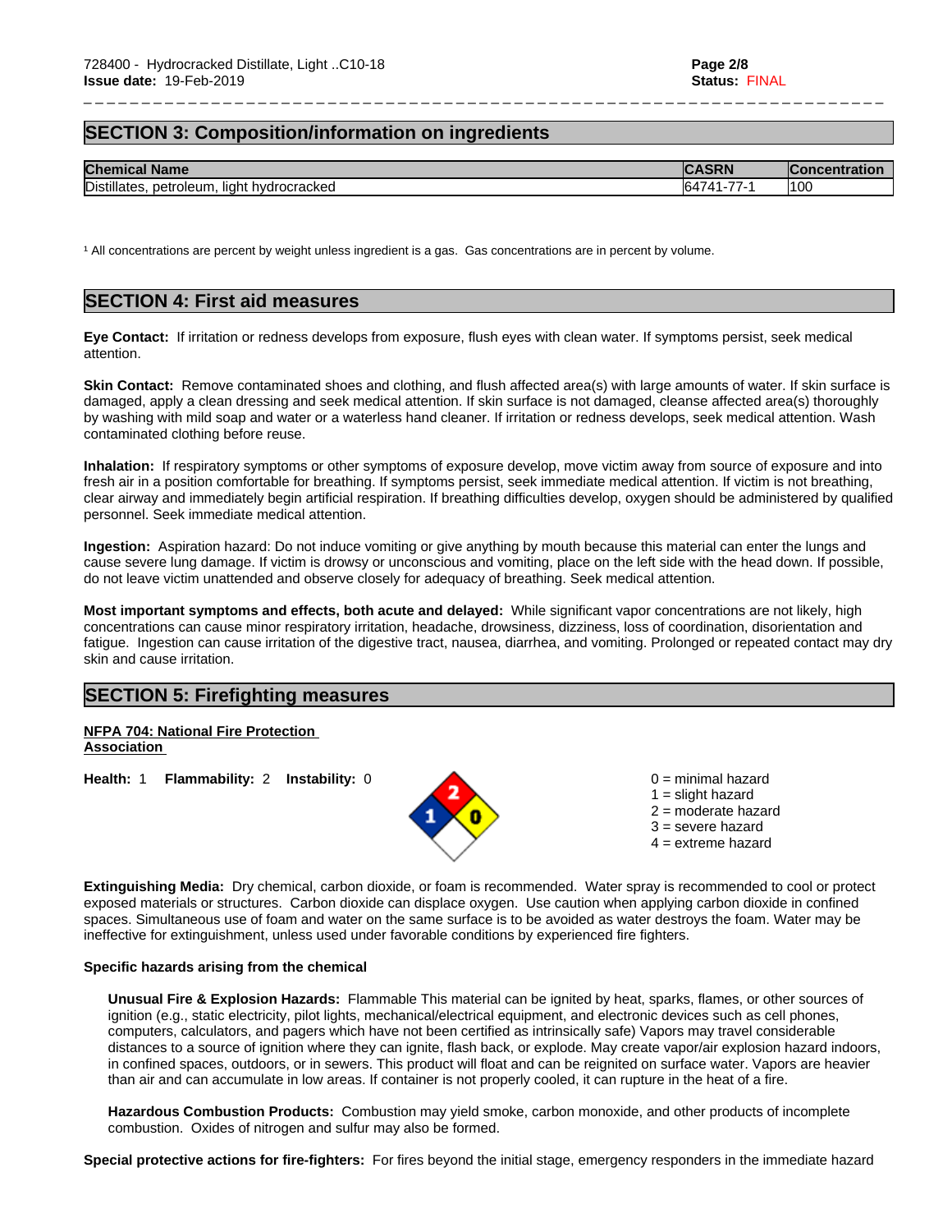## SECTION 3: Composition/information on ingredients

| Chemical Name | CASRN | Concentration |
|---|---|---|
| Distillates, petroleum, light hydrocracked | 64741-77-1 | 100 |

[1] All concentrations are percent by weight unless ingredient is a gas. Gas concentrations are in percent by volume.

## SECTION 4: First aid measures

**Eye Contact:** If irritation or redness develops from exposure, flush eyes with clean water. If symptoms persist, seek medical attention.

**Skin Contact:** Remove contaminated shoes and clothing, and flush affected area(s) with large amounts of water. If skin surface is damaged, apply a clean dressing and seek medical attention. If skin surface is not damaged, cleanse affected area(s) thoroughly by washing with mild soap and water or a waterless hand cleaner. If irritation or redness develops, seek medical attention. Wash contaminated clothing before reuse.

**Inhalation:** If respiratory symptoms or other symptoms of exposure develop, move victim away from source of exposure and into fresh air in a position comfortable for breathing. If symptoms persist, seek immediate medical attention. If victim is not breathing, clear airway and immediately begin artificial respiration. If breathing difficulties develop, oxygen should be administered by qualified personnel. Seek immediate medical attention.

**Ingestion:** Aspiration hazard: Do not induce vomiting or give anything by mouth because this material can enter the lungs and cause severe lung damage. If victim is drowsy or unconscious and vomiting, place on the left side with the head down. If possible, do not leave victim unattended and observe closely for adequacy of breathing. Seek medical attention.

**Most important symptoms and effects, both acute and delayed:** While significant vapor concentrations are not likely, high concentrations can cause minor respiratory irritation, headache, drowsiness, dizziness, loss of coordination, disorientation and fatigue. Ingestion can cause irritation of the digestive tract, nausea, diarrhea, and vomiting. Prolonged or repeated contact may dry skin and cause irritation.

## SECTION 5: Firefighting measures

**NFPA 704: National Fire Protection Association**

**Health:** 1 **Flammability:** 2 **Instability:** 0

0 = minimal hazard
1 = slight hazard
2 = moderate hazard
3 = severe hazard
4 = extreme hazard

**Extinguishing Media:** Dry chemical, carbon dioxide, or foam is recommended. Water spray is recommended to cool or protect exposed materials or structures. Carbon dioxide can displace oxygen. Use caution when applying carbon dioxide in confined spaces. Simultaneous use of foam and water on the same surface is to be avoided as water destroys the foam. Water may be ineffective for extinguishment, unless used under favorable conditions by experienced fire fighters.

**Specific hazards arising from the chemical**

**Unusual Fire & Explosion Hazards:** Flammable This material can be ignited by heat, sparks, flames, or other sources of ignition (e.g., static electricity, pilot lights, mechanical/electrical equipment, and electronic devices such as cell phones, computers, calculators, and pagers which have not been certified as intrinsically safe) Vapors may travel considerable distances to a source of ignition where they can ignite, flash back, or explode. May create vapor/air explosion hazard indoors, in confined spaces, outdoors, or in sewers. This product will float and can be reignited on surface water. Vapors are heavier than air and can accumulate in low areas. If container is not properly cooled, it can rupture in the heat of a fire.

**Hazardous Combustion Products:** Combustion may yield smoke, carbon monoxide, and other products of incomplete combustion. Oxides of nitrogen and sulfur may also be formed.

**Special protective actions for fire-fighters:** For fires beyond the initial stage, emergency responders in the immediate hazard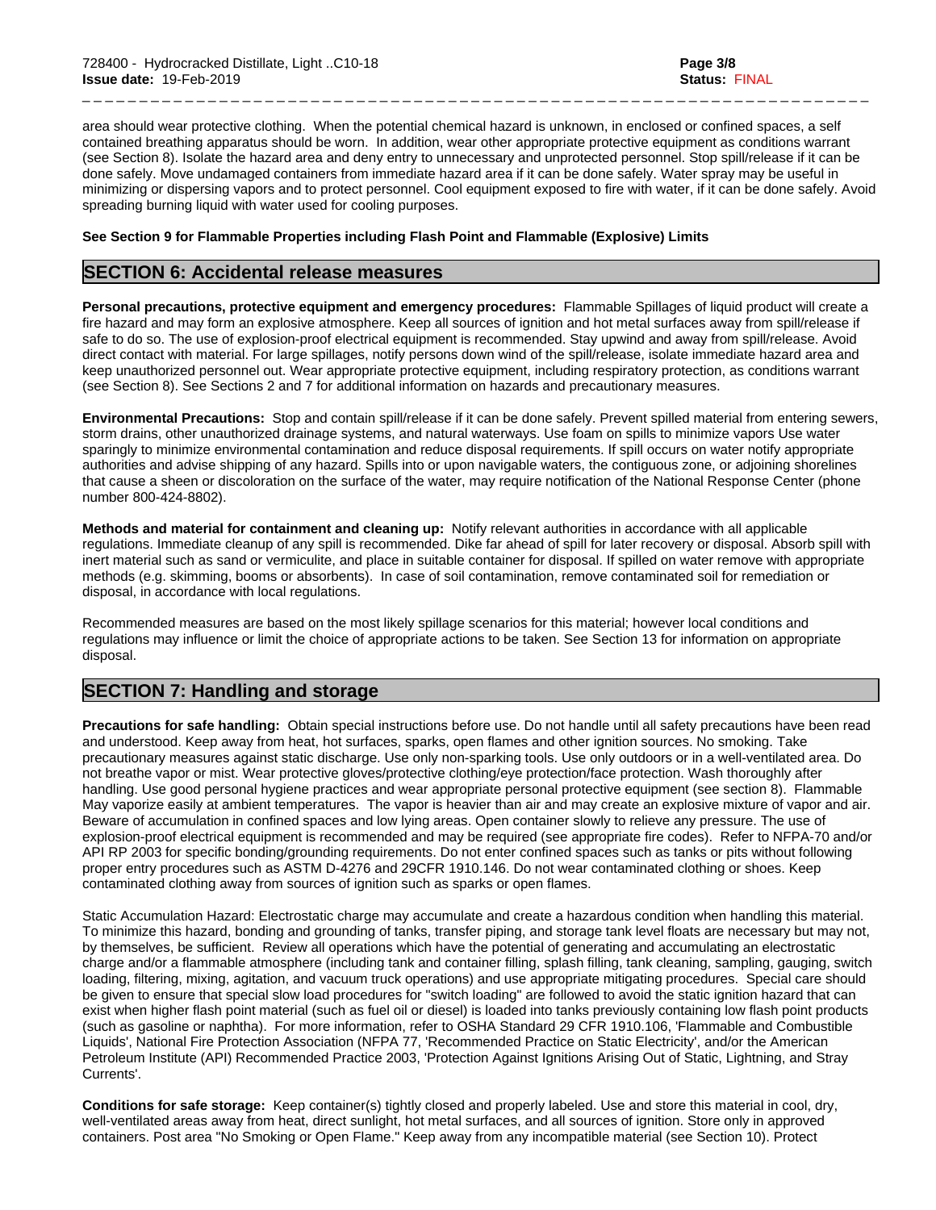area should wear protective clothing. When the potential chemical hazard is unknown, in enclosed or confined spaces, a self contained breathing apparatus should be worn. In addition, wear other appropriate protective equipment as conditions warrant (see Section 8). Isolate the hazard area and deny entry to unnecessary and unprotected personnel. Stop spill/release if it can be done safely. Move undamaged containers from immediate hazard area if it can be done safely. Water spray may be useful in minimizing or dispersing vapors and to protect personnel. Cool equipment exposed to fire with water, if it can be done safely. Avoid spreading burning liquid with water used for cooling purposes.

**See Section 9 for Flammable Properties including Flash Point and Flammable (Explosive) Limits**

## SECTION 6: Accidental release measures

**Personal precautions, protective equipment and emergency procedures:** Flammable Spillages of liquid product will create a fire hazard and may form an explosive atmosphere. Keep all sources of ignition and hot metal surfaces away from spill/release if safe to do so. The use of explosion-proof electrical equipment is recommended. Stay upwind and away from spill/release. Avoid direct contact with material. For large spillages, notify persons down wind of the spill/release, isolate immediate hazard area and keep unauthorized personnel out. Wear appropriate protective equipment, including respiratory protection, as conditions warrant (see Section 8). See Sections 2 and 7 for additional information on hazards and precautionary measures.

**Environmental Precautions:** Stop and contain spill/release if it can be done safely. Prevent spilled material from entering sewers, storm drains, other unauthorized drainage systems, and natural waterways. Use foam on spills to minimize vapors Use water sparingly to minimize environmental contamination and reduce disposal requirements. If spill occurs on water notify appropriate authorities and advise shipping of any hazard. Spills into or upon navigable waters, the contiguous zone, or adjoining shorelines that cause a sheen or discoloration on the surface of the water, may require notification of the National Response Center (phone number 800-424-8802).

**Methods and material for containment and cleaning up:** Notify relevant authorities in accordance with all applicable regulations. Immediate cleanup of any spill is recommended. Dike far ahead of spill for later recovery or disposal. Absorb spill with inert material such as sand or vermiculite, and place in suitable container for disposal. If spilled on water remove with appropriate methods (e.g. skimming, booms or absorbents). In case of soil contamination, remove contaminated soil for remediation or disposal, in accordance with local regulations.

Recommended measures are based on the most likely spillage scenarios for this material; however local conditions and regulations may influence or limit the choice of appropriate actions to be taken. See Section 13 for information on appropriate disposal.

## SECTION 7: Handling and storage

**Precautions for safe handling:** Obtain special instructions before use. Do not handle until all safety precautions have been read and understood. Keep away from heat, hot surfaces, sparks, open flames and other ignition sources. No smoking. Take precautionary measures against static discharge. Use only non-sparking tools. Use only outdoors or in a well-ventilated area. Do not breathe vapor or mist. Wear protective gloves/protective clothing/eye protection/face protection. Wash thoroughly after handling. Use good personal hygiene practices and wear appropriate personal protective equipment (see section 8). Flammable May vaporize easily at ambient temperatures. The vapor is heavier than air and may create an explosive mixture of vapor and air. Beware of accumulation in confined spaces and low lying areas. Open container slowly to relieve any pressure. The use of explosion-proof electrical equipment is recommended and may be required (see appropriate fire codes). Refer to NFPA-70 and/or API RP 2003 for specific bonding/grounding requirements. Do not enter confined spaces such as tanks or pits without following proper entry procedures such as ASTM D-4276 and 29CFR 1910.146. Do not wear contaminated clothing or shoes. Keep contaminated clothing away from sources of ignition such as sparks or open flames.

Static Accumulation Hazard: Electrostatic charge may accumulate and create a hazardous condition when handling this material. To minimize this hazard, bonding and grounding of tanks, transfer piping, and storage tank level floats are necessary but may not, by themselves, be sufficient. Review all operations which have the potential of generating and accumulating an electrostatic charge and/or a flammable atmosphere (including tank and container filling, splash filling, tank cleaning, sampling, gauging, switch loading, filtering, mixing, agitation, and vacuum truck operations) and use appropriate mitigating procedures. Special care should be given to ensure that special slow load procedures for "switch loading" are followed to avoid the static ignition hazard that can exist when higher flash point material (such as fuel oil or diesel) is loaded into tanks previously containing low flash point products (such as gasoline or naphtha). For more information, refer to OSHA Standard 29 CFR 1910.106, 'Flammable and Combustible Liquids', National Fire Protection Association (NFPA 77, 'Recommended Practice on Static Electricity', and/or the American Petroleum Institute (API) Recommended Practice 2003, 'Protection Against Ignitions Arising Out of Static, Lightning, and Stray Currents'.

**Conditions for safe storage:** Keep container(s) tightly closed and properly labeled. Use and store this material in cool, dry, well-ventilated areas away from heat, direct sunlight, hot metal surfaces, and all sources of ignition. Store only in approved containers. Post area "No Smoking or Open Flame." Keep away from any incompatible material (see Section 10). Protect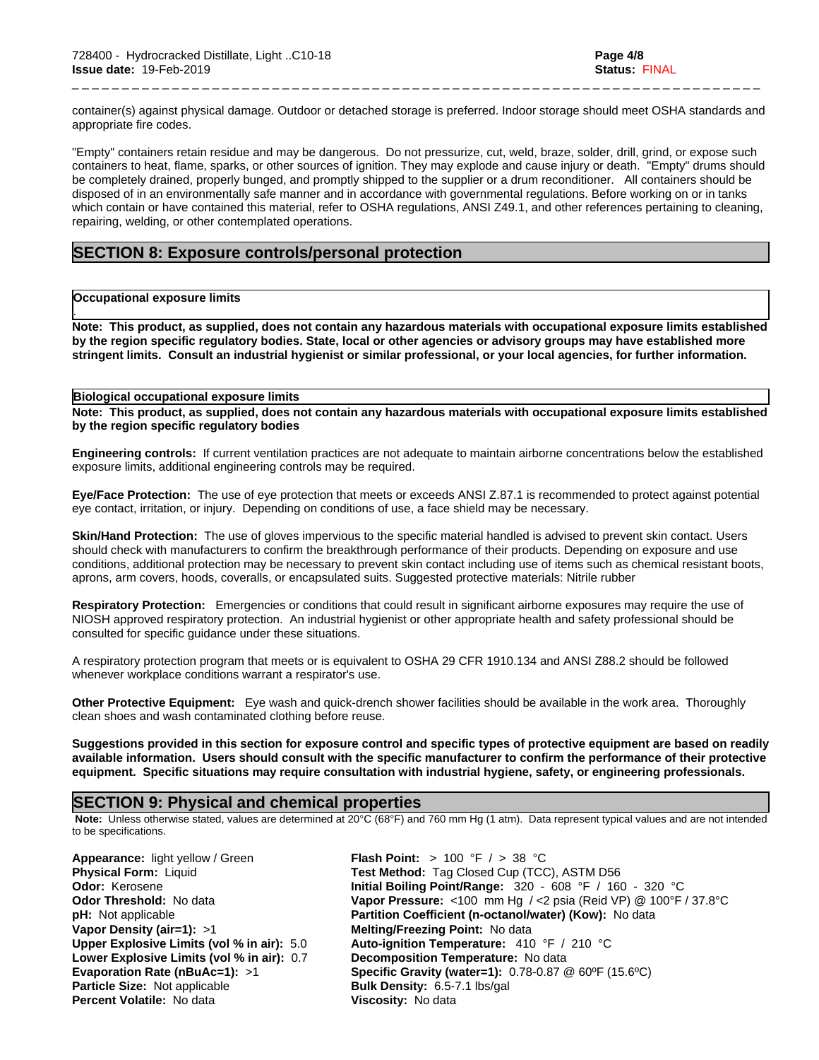container(s) against physical damage. Outdoor or detached storage is preferred. Indoor storage should meet OSHA standards and appropriate fire codes.

"Empty" containers retain residue and may be dangerous. Do not pressurize, cut, weld, braze, solder, drill, grind, or expose such containers to heat, flame, sparks, or other sources of ignition. They may explode and cause injury or death. "Empty" drums should be completely drained, properly bunged, and promptly shipped to the supplier or a drum reconditioner. All containers should be disposed of in an environmentally safe manner and in accordance with governmental regulations. Before working on or in tanks which contain or have contained this material, refer to OSHA regulations, ANSI Z49.1, and other references pertaining to cleaning, repairing, welding, or other contemplated operations.

## SECTION 8: Exposure controls/personal protection

**Occupational exposure limits**

**Note: This product, as supplied, does not contain any hazardous materials with occupational exposure limits established by the region specific regulatory bodies. State, local or other agencies or advisory groups may have established more stringent limits. Consult an industrial hygienist or similar professional, or your local agencies, for further information.**

**Biological occupational exposure limits**

**Note: This product, as supplied, does not contain any hazardous materials with occupational exposure limits established by the region specific regulatory bodies**

**Engineering controls:** If current ventilation practices are not adequate to maintain airborne concentrations below the established exposure limits, additional engineering controls may be required.

**Eye/Face Protection:** The use of eye protection that meets or exceeds ANSI Z.87.1 is recommended to protect against potential eye contact, irritation, or injury. Depending on conditions of use, a face shield may be necessary.

**Skin/Hand Protection:** The use of gloves impervious to the specific material handled is advised to prevent skin contact. Users should check with manufacturers to confirm the breakthrough performance of their products. Depending on exposure and use conditions, additional protection may be necessary to prevent skin contact including use of items such as chemical resistant boots, aprons, arm covers, hoods, coveralls, or encapsulated suits. Suggested protective materials: Nitrile rubber

**Respiratory Protection:** Emergencies or conditions that could result in significant airborne exposures may require the use of NIOSH approved respiratory protection. An industrial hygienist or other appropriate health and safety professional should be consulted for specific guidance under these situations.

A respiratory protection program that meets or is equivalent to OSHA 29 CFR 1910.134 and ANSI Z88.2 should be followed whenever workplace conditions warrant a respirator's use.

**Other Protective Equipment:** Eye wash and quick-drench shower facilities should be available in the work area. Thoroughly clean shoes and wash contaminated clothing before reuse.

**Suggestions provided in this section for exposure control and specific types of protective equipment are based on readily available information. Users should consult with the specific manufacturer to confirm the performance of their protective equipment. Specific situations may require consultation with industrial hygiene, safety, or engineering professionals.**

## SECTION 9: Physical and chemical properties

**Note:** Unless otherwise stated, values are determined at 20°C (68°F) and 760 mm Hg (1 atm). Data represent typical values and are not intended to be specifications.

**Appearance:** light yellow / Green
**Physical Form:** Liquid
**Odor:** Kerosene
**Odor Threshold:** No data
**pH:** Not applicable
**Vapor Density (air=1):** >1
**Upper Explosive Limits (vol % in air):** 5.0
**Lower Explosive Limits (vol % in air):** 0.7
**Evaporation Rate (nBuAc=1):** >1
**Particle Size:** Not applicable
**Percent Volatile:** No data

**Flash Point:** > 100 °F / > 38 °C
**Test Method:** Tag Closed Cup (TCC), ASTM D56
**Initial Boiling Point/Range:** 320 - 608 °F / 160 - 320 °C
**Vapor Pressure:** <100 mm Hg / <2 psia (Reid VP) @ 100°F / 37.8°C
**Partition Coefficient (n-octanol/water) (Kow):** No data
**Melting/Freezing Point:** No data
**Auto-ignition Temperature:** 410 °F / 210 °C
**Decomposition Temperature:** No data
**Specific Gravity (water=1):** 0.78-0.87 @ 60ºF (15.6ºC)
**Bulk Density:** 6.5-7.1 lbs/gal
**Viscosity:** No data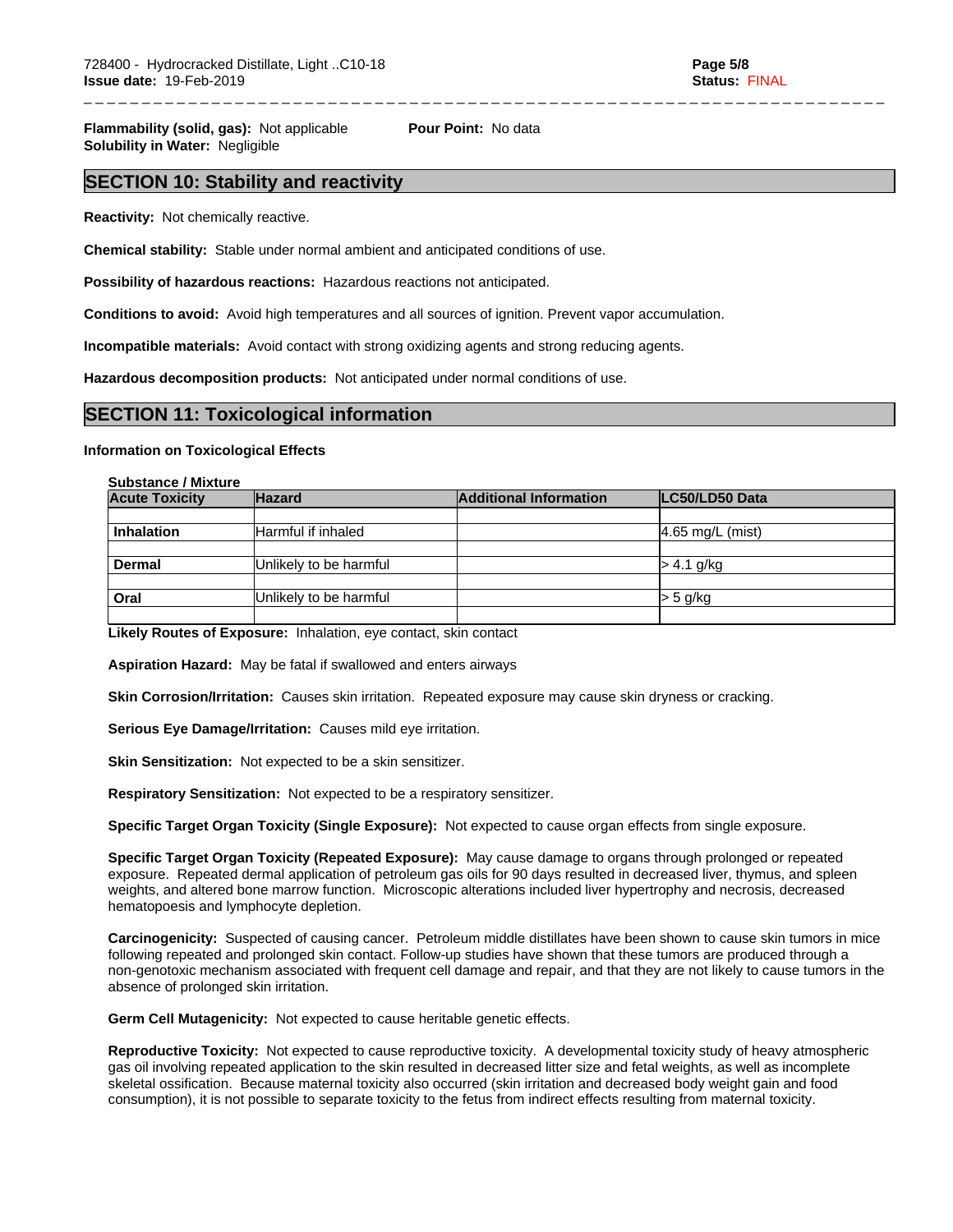**Flammability (solid, gas):** Not applicable **Pour Point:** No data
**Solubility in Water:** Negligible

## SECTION 10: Stability and reactivity

**Reactivity:** Not chemically reactive.

**Chemical stability:** Stable under normal ambient and anticipated conditions of use.

**Possibility of hazardous reactions:** Hazardous reactions not anticipated.

**Conditions to avoid:** Avoid high temperatures and all sources of ignition. Prevent vapor accumulation.

**Incompatible materials:** Avoid contact with strong oxidizing agents and strong reducing agents.

**Hazardous decomposition products:** Not anticipated under normal conditions of use.

## SECTION 11: Toxicological information

**Information on Toxicological Effects**

**Substance / Mixture**

| Acute Toxicity | Hazard | Additional Information | LC50/LD50 Data |
|---|---|---|---|
| | | | |
| **Inhalation** | Harmful if inhaled | | 4.65 mg/L (mist) |
| | | | |
| **Dermal** | Unlikely to be harmful | | > 4.1 g/kg |
| | | | |
| **Oral** | Unlikely to be harmful | | > 5 g/kg |
| | | | |

**Likely Routes of Exposure:** Inhalation, eye contact, skin contact

**Aspiration Hazard:** May be fatal if swallowed and enters airways

**Skin Corrosion/Irritation:** Causes skin irritation. Repeated exposure may cause skin dryness or cracking.

**Serious Eye Damage/Irritation:** Causes mild eye irritation.

**Skin Sensitization:** Not expected to be a skin sensitizer.

**Respiratory Sensitization:** Not expected to be a respiratory sensitizer.

**Specific Target Organ Toxicity (Single Exposure):** Not expected to cause organ effects from single exposure.

**Specific Target Organ Toxicity (Repeated Exposure):** May cause damage to organs through prolonged or repeated exposure. Repeated dermal application of petroleum gas oils for 90 days resulted in decreased liver, thymus, and spleen weights, and altered bone marrow function. Microscopic alterations included liver hypertrophy and necrosis, decreased hematopoesis and lymphocyte depletion.

**Carcinogenicity:** Suspected of causing cancer. Petroleum middle distillates have been shown to cause skin tumors in mice following repeated and prolonged skin contact. Follow-up studies have shown that these tumors are produced through a non-genotoxic mechanism associated with frequent cell damage and repair, and that they are not likely to cause tumors in the absence of prolonged skin irritation.

**Germ Cell Mutagenicity:** Not expected to cause heritable genetic effects.

**Reproductive Toxicity:** Not expected to cause reproductive toxicity. A developmental toxicity study of heavy atmospheric gas oil involving repeated application to the skin resulted in decreased litter size and fetal weights, as well as incomplete skeletal ossification. Because maternal toxicity also occurred (skin irritation and decreased body weight gain and food consumption), it is not possible to separate toxicity to the fetus from indirect effects resulting from maternal toxicity.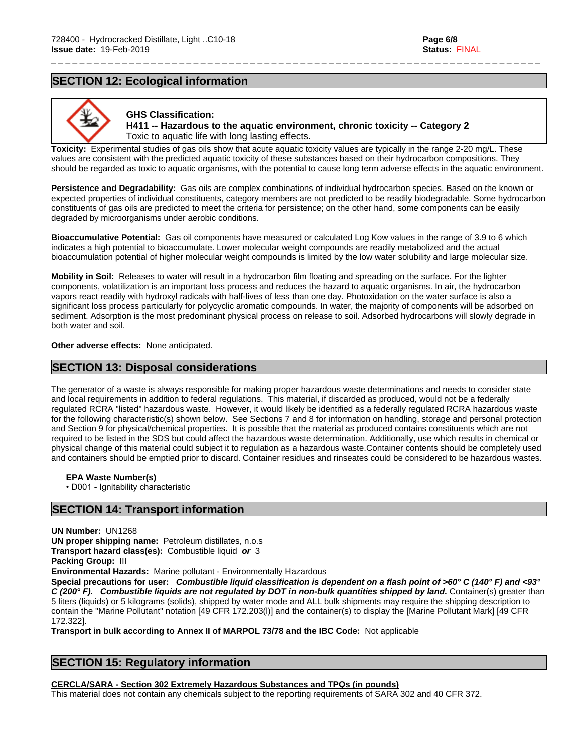## SECTION 12: Ecological information

**GHS Classification:**
**H411 -- Hazardous to the aquatic environment, chronic toxicity -- Category 2**
Toxic to aquatic life with long lasting effects.

**Toxicity:** Experimental studies of gas oils show that acute aquatic toxicity values are typically in the range 2-20 mg/L. These values are consistent with the predicted aquatic toxicity of these substances based on their hydrocarbon compositions. They should be regarded as toxic to aquatic organisms, with the potential to cause long term adverse effects in the aquatic environment.

**Persistence and Degradability:** Gas oils are complex combinations of individual hydrocarbon species. Based on the known or expected properties of individual constituents, category members are not predicted to be readily biodegradable. Some hydrocarbon constituents of gas oils are predicted to meet the criteria for persistence; on the other hand, some components can be easily degraded by microorganisms under aerobic conditions.

**Bioaccumulative Potential:** Gas oil components have measured or calculated Log Kow values in the range of 3.9 to 6 which indicates a high potential to bioaccumulate. Lower molecular weight compounds are readily metabolized and the actual bioaccumulation potential of higher molecular weight compounds is limited by the low water solubility and large molecular size.

**Mobility in Soil:** Releases to water will result in a hydrocarbon film floating and spreading on the surface. For the lighter components, volatilization is an important loss process and reduces the hazard to aquatic organisms. In air, the hydrocarbon vapors react readily with hydroxyl radicals with half-lives of less than one day. Photoxidation on the water surface is also a significant loss process particularly for polycyclic aromatic compounds. In water, the majority of components will be adsorbed on sediment. Adsorption is the most predominant physical process on release to soil. Adsorbed hydrocarbons will slowly degrade in both water and soil.

**Other adverse effects:** None anticipated.

## SECTION 13: Disposal considerations

The generator of a waste is always responsible for making proper hazardous waste determinations and needs to consider state and local requirements in addition to federal regulations. This material, if discarded as produced, would not be a federally regulated RCRA "listed" hazardous waste. However, it would likely be identified as a federally regulated RCRA hazardous waste for the following characteristic(s) shown below. See Sections 7 and 8 for information on handling, storage and personal protection and Section 9 for physical/chemical properties. It is possible that the material as produced contains constituents which are not required to be listed in the SDS but could affect the hazardous waste determination. Additionally, use which results in chemical or physical change of this material could subject it to regulation as a hazardous waste.Container contents should be completely used and containers should be emptied prior to discard. Container residues and rinseates could be considered to be hazardous wastes.

**EPA Waste Number(s)**
- D001 - Ignitability characteristic

## SECTION 14: Transport information

**UN Number:** UN1268
**UN proper shipping name:** Petroleum distillates, n.o.s
**Transport hazard class(es):** Combustible liquid ***or*** 3
**Packing Group:** III
**Environmental Hazards:** Marine pollutant - Environmentally Hazardous
**Special precautions for user:** ***Combustible liquid classification is dependent on a flash point of >60° C (140° F) and <93° C (200° F). Combustible liquids are not regulated by DOT in non-bulk quantities shipped by land.*** Container(s) greater than 5 liters (liquids) or 5 kilograms (solids), shipped by water mode and ALL bulk shipments may require the shipping description to contain the "Marine Pollutant" notation [49 CFR 172.203(l)] and the container(s) to display the [Marine Pollutant Mark] [49 CFR 172.322].
**Transport in bulk according to Annex II of MARPOL 73/78 and the IBC Code:** Not applicable

## SECTION 15: Regulatory information

**CERCLA/SARA - Section 302 Extremely Hazardous Substances and TPQs (in pounds)**
This material does not contain any chemicals subject to the reporting requirements of SARA 302 and 40 CFR 372.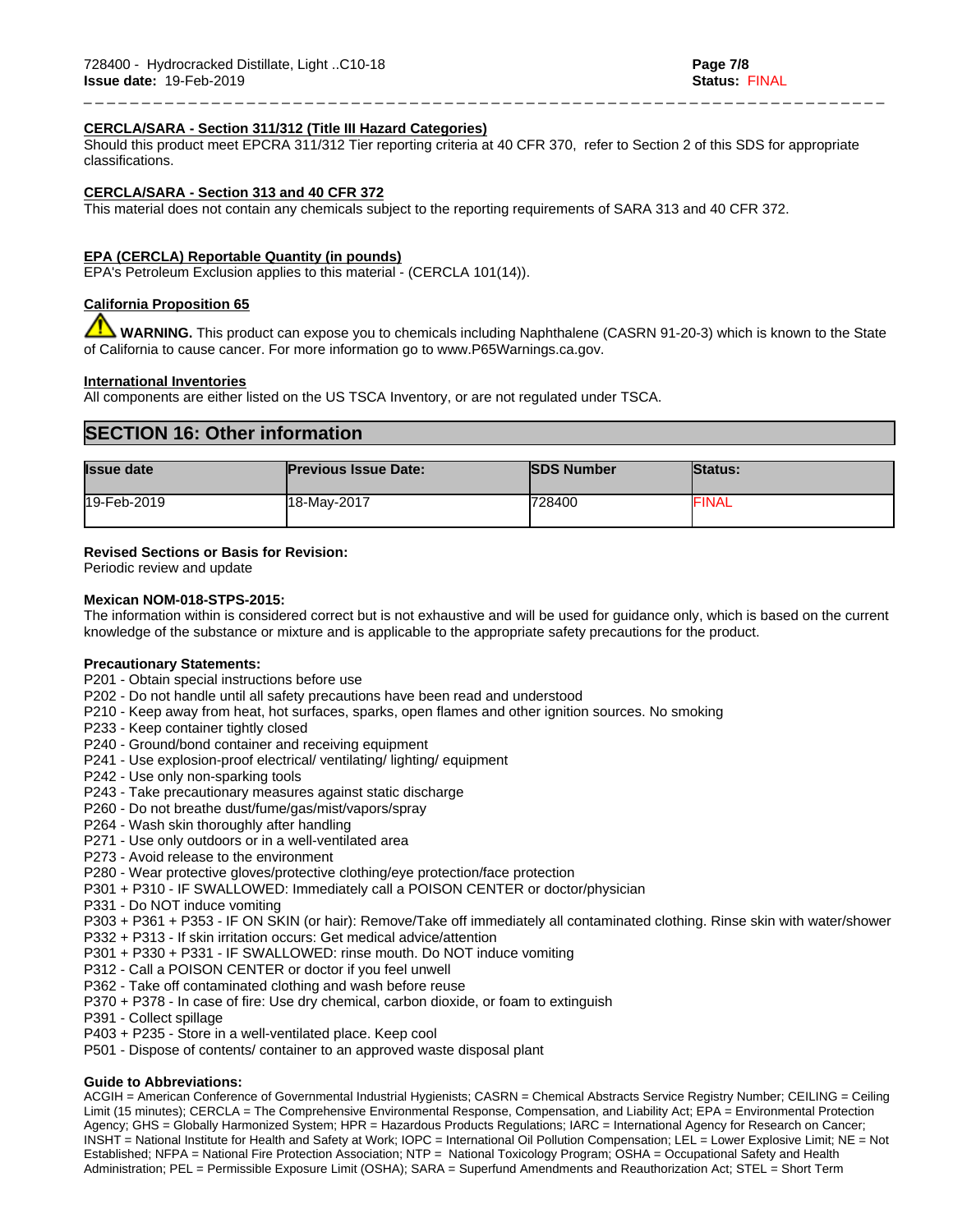**CERCLA/SARA - Section 311/312 (Title III Hazard Categories)**

Should this product meet EPCRA 311/312 Tier reporting criteria at 40 CFR 370, refer to Section 2 of this SDS for appropriate classifications.

**CERCLA/SARA - Section 313 and 40 CFR 372**

This material does not contain any chemicals subject to the reporting requirements of SARA 313 and 40 CFR 372.

**EPA (CERCLA) Reportable Quantity (in pounds)**

EPA's Petroleum Exclusion applies to this material - (CERCLA 101(14)).

**California Proposition 65**

**WARNING.** This product can expose you to chemicals including Naphthalene (CASRN 91-20-3) which is known to the State of California to cause cancer. For more information go to www.P65Warnings.ca.gov.

**International Inventories**

All components are either listed on the US TSCA Inventory, or are not regulated under TSCA.

## SECTION 16: Other information

| Issue date | Previous Issue Date: | SDS Number | Status: |
|---|---|---|---|
| 19-Feb-2019 | 18-May-2017 | 728400 | FINAL |

**Revised Sections or Basis for Revision:**

Periodic review and update

**Mexican NOM-018-STPS-2015:**

The information within is considered correct but is not exhaustive and will be used for guidance only, which is based on the current knowledge of the substance or mixture and is applicable to the appropriate safety precautions for the product.

**Precautionary Statements:**

P201 - Obtain special instructions before use
P202 - Do not handle until all safety precautions have been read and understood
P210 - Keep away from heat, hot surfaces, sparks, open flames and other ignition sources. No smoking
P233 - Keep container tightly closed
P240 - Ground/bond container and receiving equipment
P241 - Use explosion-proof electrical/ ventilating/ lighting/ equipment
P242 - Use only non-sparking tools
P243 - Take precautionary measures against static discharge
P260 - Do not breathe dust/fume/gas/mist/vapors/spray
P264 - Wash skin thoroughly after handling
P271 - Use only outdoors or in a well-ventilated area
P273 - Avoid release to the environment
P280 - Wear protective gloves/protective clothing/eye protection/face protection
P301 + P310 - IF SWALLOWED: Immediately call a POISON CENTER or doctor/physician
P331 - Do NOT induce vomiting
P303 + P361 + P353 - IF ON SKIN (or hair): Remove/Take off immediately all contaminated clothing. Rinse skin with water/shower
P332 + P313 - If skin irritation occurs: Get medical advice/attention
P301 + P330 + P331 - IF SWALLOWED: rinse mouth. Do NOT induce vomiting
P312 - Call a POISON CENTER or doctor if you feel unwell
P362 - Take off contaminated clothing and wash before reuse
P370 + P378 - In case of fire: Use dry chemical, carbon dioxide, or foam to extinguish
P391 - Collect spillage
P403 + P235 - Store in a well-ventilated place. Keep cool
P501 - Dispose of contents/ container to an approved waste disposal plant

**Guide to Abbreviations:**

ACGIH = American Conference of Governmental Industrial Hygienists; CASRN = Chemical Abstracts Service Registry Number; CEILING = Ceiling Limit (15 minutes); CERCLA = The Comprehensive Environmental Response, Compensation, and Liability Act; EPA = Environmental Protection Agency; GHS = Globally Harmonized System; HPR = Hazardous Products Regulations; IARC = International Agency for Research on Cancer; INSHT = National Institute for Health and Safety at Work; IOPC = International Oil Pollution Compensation; LEL = Lower Explosive Limit; NE = Not Established; NFPA = National Fire Protection Association; NTP = National Toxicology Program; OSHA = Occupational Safety and Health Administration; PEL = Permissible Exposure Limit (OSHA); SARA = Superfund Amendments and Reauthorization Act; STEL = Short Term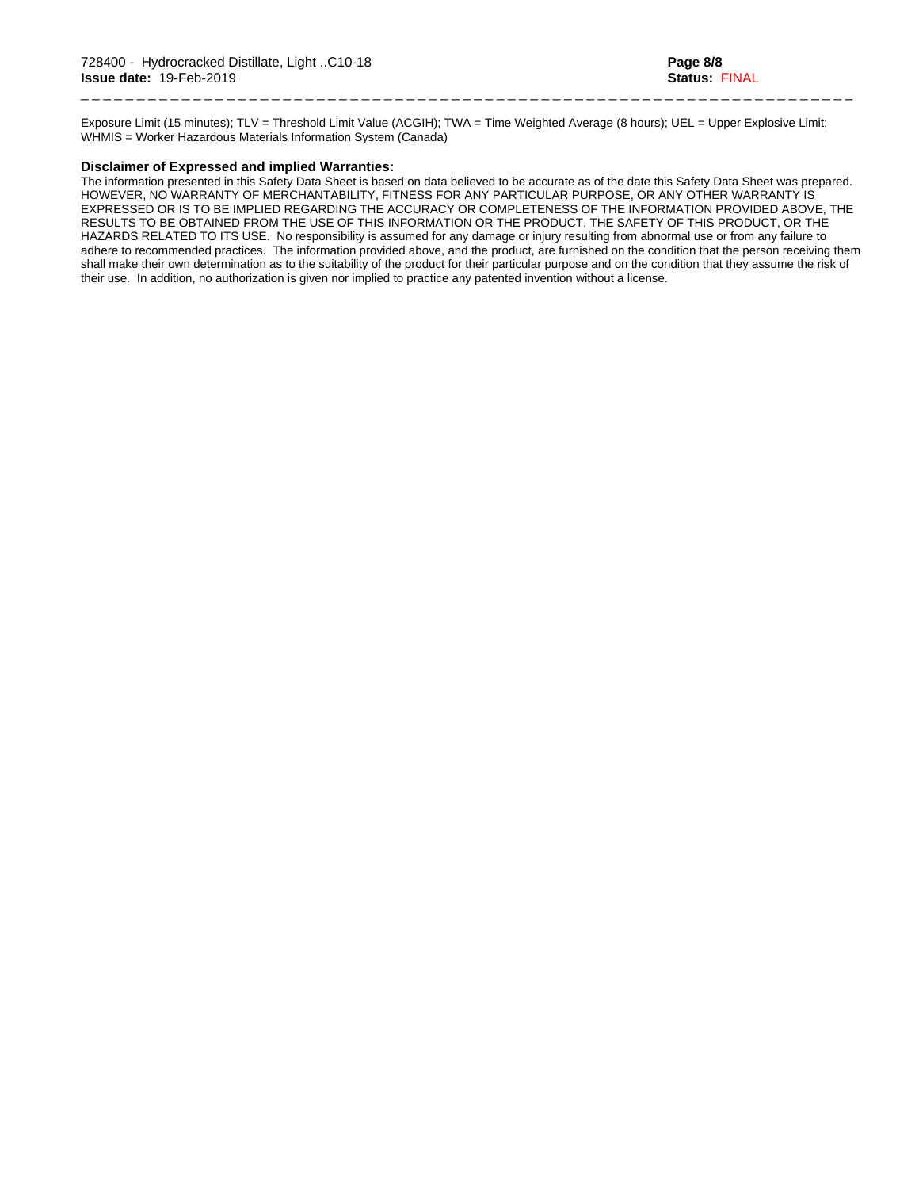Exposure Limit (15 minutes); TLV = Threshold Limit Value (ACGIH); TWA = Time Weighted Average (8 hours); UEL = Upper Explosive Limit; WHMIS = Worker Hazardous Materials Information System (Canada)

**Disclaimer of Expressed and implied Warranties:**

The information presented in this Safety Data Sheet is based on data believed to be accurate as of the date this Safety Data Sheet was prepared. HOWEVER, NO WARRANTY OF MERCHANTABILITY, FITNESS FOR ANY PARTICULAR PURPOSE, OR ANY OTHER WARRANTY IS EXPRESSED OR IS TO BE IMPLIED REGARDING THE ACCURACY OR COMPLETENESS OF THE INFORMATION PROVIDED ABOVE, THE RESULTS TO BE OBTAINED FROM THE USE OF THIS INFORMATION OR THE PRODUCT, THE SAFETY OF THIS PRODUCT, OR THE HAZARDS RELATED TO ITS USE. No responsibility is assumed for any damage or injury resulting from abnormal use or from any failure to adhere to recommended practices. The information provided above, and the product, are furnished on the condition that the person receiving them shall make their own determination as to the suitability of the product for their particular purpose and on the condition that they assume the risk of their use. In addition, no authorization is given nor implied to practice any patented invention without a license.